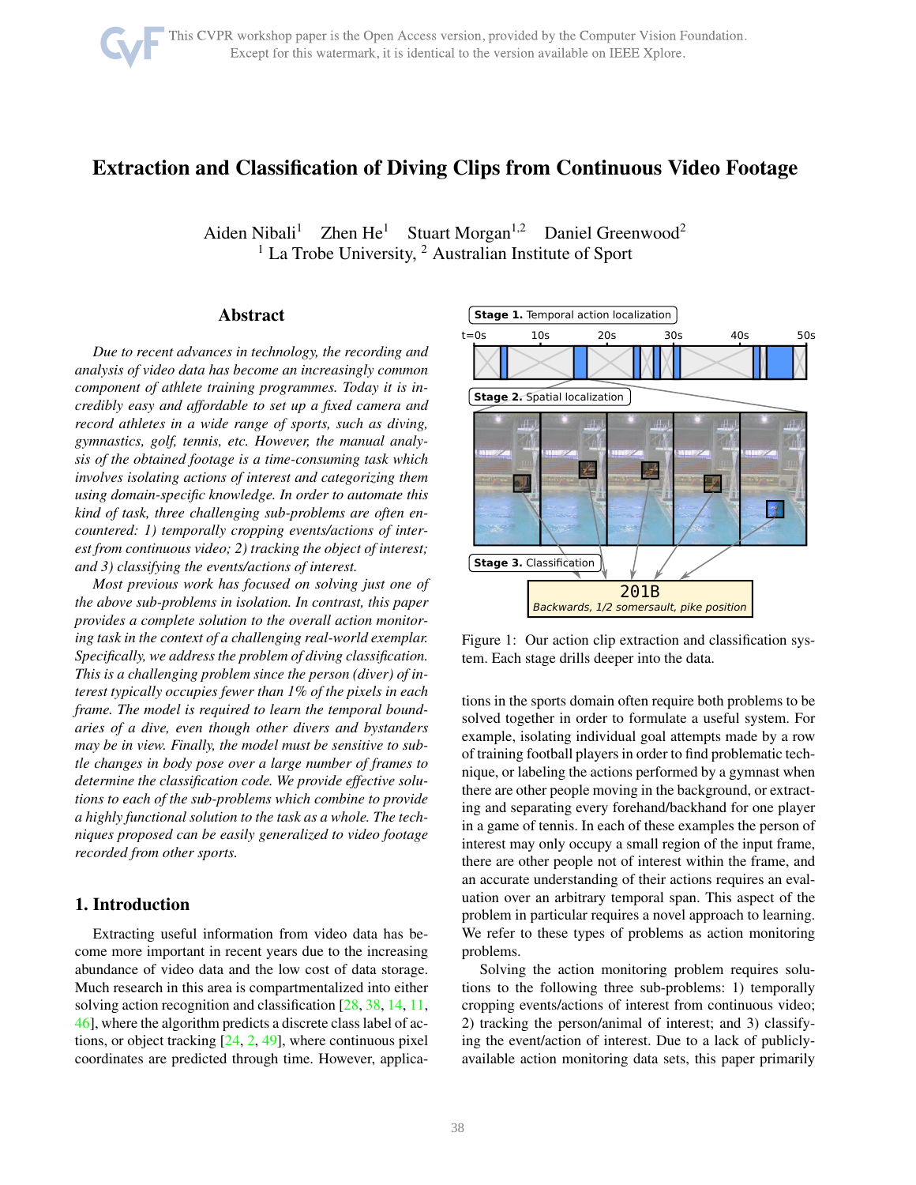# Extraction and Classification of Diving Clips from Continuous Video Footage

Aiden Nibali[1] Zhen He[1] Stuart Morgan[1,2] Daniel Greenwood[2]
[1] La Trobe University, [2] Australian Institute of Sport

## Abstract

*Due to recent advances in technology, the recording and analysis of video data has become an increasingly common component of athlete training programmes. Today it is incredibly easy and affordable to set up a fixed camera and record athletes in a wide range of sports, such as diving, gymnastics, golf, tennis, etc. However, the manual analysis of the obtained footage is a time-consuming task which involves isolating actions of interest and categorizing them using domain-specific knowledge. In order to automate this kind of task, three challenging sub-problems are often encountered: 1) temporally cropping events/actions of interest from continuous video; 2) tracking the object of interest; and 3) classifying the events/actions of interest.*

*Most previous work has focused on solving just one of the above sub-problems in isolation. In contrast, this paper provides a complete solution to the overall action monitoring task in the context of a challenging real-world exemplar. Specifically, we address the problem of diving classification. This is a challenging problem since the person (diver) of interest typically occupies fewer than 1% of the pixels in each frame. The model is required to learn the temporal boundaries of a dive, even though other divers and bystanders may be in view. Finally, the model must be sensitive to subtle changes in body pose over a large number of frames to determine the classification code. We provide effective solutions to each of the sub-problems which combine to provide a highly functional solution to the task as a whole. The techniques proposed can be easily generalized to video footage recorded from other sports.*

## 1. Introduction

Extracting useful information from video data has become more important in recent years due to the increasing abundance of video data and the low cost of data storage. Much research in this area is compartmentalized into either solving action recognition and classification [28, 38, 14, 11, 46], where the algorithm predicts a discrete class label of actions, or object tracking [24, 2, 49], where continuous pixel coordinates are predicted through time. However, applications in the sports domain often require both problems to be solved together in order to formulate a useful system. For example, isolating individual goal attempts made by a row of training football players in order to find problematic technique, or labeling the actions performed by a gymnast when there are other people moving in the background, or extracting and separating every forehand/backhand for one player in a game of tennis. In each of these examples the person of interest may only occupy a small region of the input frame, there are other people not of interest within the frame, and an accurate understanding of their actions requires an evaluation over an arbitrary temporal span. This aspect of the problem in particular requires a novel approach to learning. We refer to these types of problems as action monitoring problems.

Stage 1. Temporal action localization

Stage 2. Spatial localization

Stage 3. Classification

201B
Backwards, 1/2 somersault, pike position

Figure 1: Our action clip extraction and classification system. Each stage drills deeper into the data.

Solving the action monitoring problem requires solutions to the following three sub-problems: 1) temporally cropping events/actions of interest from continuous video; 2) tracking the person/animal of interest; and 3) classifying the event/action of interest. Due to a lack of publicly-available action monitoring data sets, this paper primarily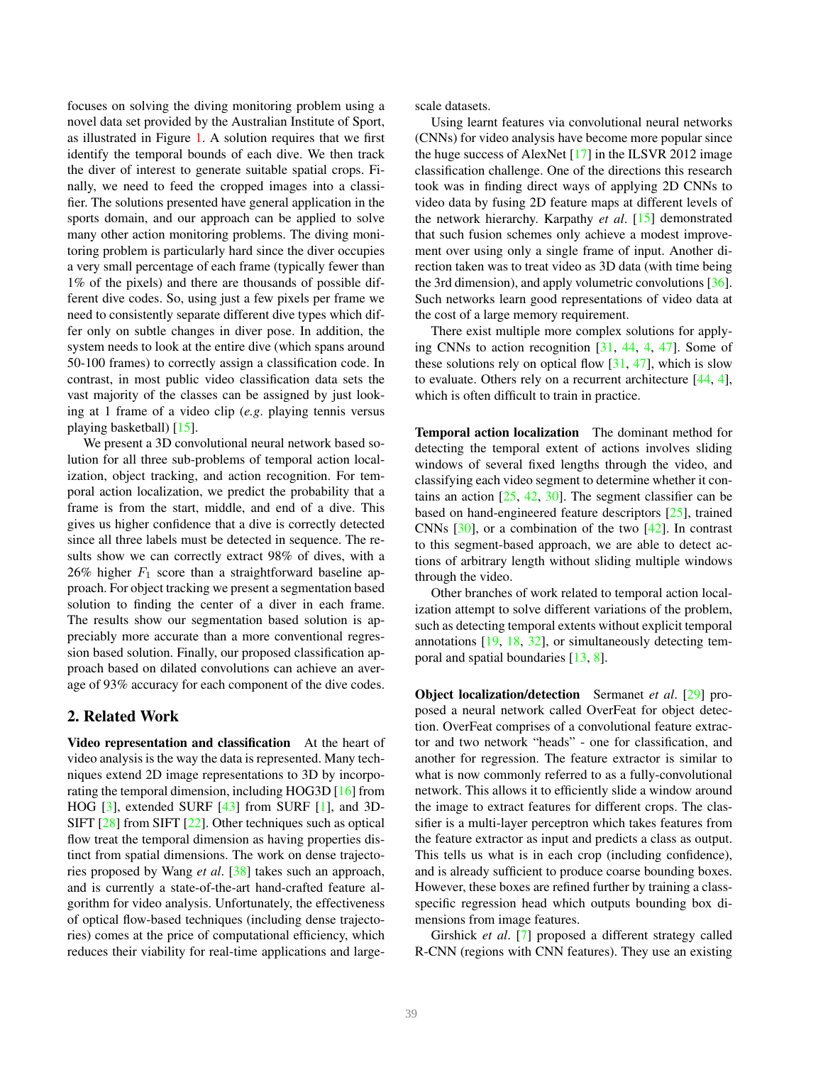focuses on solving the diving monitoring problem using a novel data set provided by the Australian Institute of Sport, as illustrated in Figure 1. A solution requires that we first identify the temporal bounds of each dive. We then track the diver of interest to generate suitable spatial crops. Finally, we need to feed the cropped images into a classifier. The solutions presented have general application in the sports domain, and our approach can be applied to solve many other action monitoring problems. The diving monitoring problem is particularly hard since the diver occupies a very small percentage of each frame (typically fewer than 1% of the pixels) and there are thousands of possible different dive codes. So, using just a few pixels per frame we need to consistently separate different dive types which differ only on subtle changes in diver pose. In addition, the system needs to look at the entire dive (which spans around 50-100 frames) to correctly assign a classification code. In contrast, in most public video classification data sets the vast majority of the classes can be assigned by just looking at 1 frame of a video clip (*e.g*. playing tennis versus playing basketball) [15].

We present a 3D convolutional neural network based solution for all three sub-problems of temporal action localization, object tracking, and action recognition. For temporal action localization, we predict the probability that a frame is from the start, middle, and end of a dive. This gives us higher confidence that a dive is correctly detected since all three labels must be detected in sequence. The results show we can correctly extract 98% of dives, with a 26% higher $F_1$ score than a straightforward baseline approach. For object tracking we present a segmentation based solution to finding the center of a diver in each frame. The results show our segmentation based solution is appreciably more accurate than a more conventional regression based solution. Finally, our proposed classification approach based on dilated convolutions can achieve an average of 93% accuracy for each component of the dive codes.

## 2. Related Work

**Video representation and classification** At the heart of video analysis is the way the data is represented. Many techniques extend 2D image representations to 3D by incorporating the temporal dimension, including HOG3D [16] from HOG [3], extended SURF [43] from SURF [1], and 3D-SIFT [28] from SIFT [22]. Other techniques such as optical flow treat the temporal dimension as having properties distinct from spatial dimensions. The work on dense trajectories proposed by Wang *et al*. [38] takes such an approach, and is currently a state-of-the-art hand-crafted feature algorithm for video analysis. Unfortunately, the effectiveness of optical flow-based techniques (including dense trajectories) comes at the price of computational efficiency, which reduces their viability for real-time applications and large-scale datasets.

Using learnt features via convolutional neural networks (CNNs) for video analysis have become more popular since the huge success of AlexNet [17] in the ILSVR 2012 image classification challenge. One of the directions this research took was in finding direct ways of applying 2D CNNs to video data by fusing 2D feature maps at different levels of the network hierarchy. Karpathy *et al*. [15] demonstrated that such fusion schemes only achieve a modest improvement over using only a single frame of input. Another direction taken was to treat video as 3D data (with time being the 3rd dimension), and apply volumetric convolutions [36]. Such networks learn good representations of video data at the cost of a large memory requirement.

There exist multiple more complex solutions for applying CNNs to action recognition [31, 44, 4, 47]. Some of these solutions rely on optical flow [31, 47], which is slow to evaluate. Others rely on a recurrent architecture [44, 4], which is often difficult to train in practice.

**Temporal action localization** The dominant method for detecting the temporal extent of actions involves sliding windows of several fixed lengths through the video, and classifying each video segment to determine whether it contains an action [25, 42, 30]. The segment classifier can be based on hand-engineered feature descriptors [25], trained CNNs [30], or a combination of the two [42]. In contrast to this segment-based approach, we are able to detect actions of arbitrary length without sliding multiple windows through the video.

Other branches of work related to temporal action localization attempt to solve different variations of the problem, such as detecting temporal extents without explicit temporal annotations [19, 18, 32], or simultaneously detecting temporal and spatial boundaries [13, 8].

**Object localization/detection** Sermanet *et al*. [29] proposed a neural network called OverFeat for object detection. OverFeat comprises of a convolutional feature extractor and two network "heads" - one for classification, and another for regression. The feature extractor is similar to what is now commonly referred to as a fully-convolutional network. This allows it to efficiently slide a window around the image to extract features for different crops. The classifier is a multi-layer perceptron which takes features from the feature extractor as input and predicts a class as output. This tells us what is in each crop (including confidence), and is already sufficient to produce coarse bounding boxes. However, these boxes are refined further by training a class-specific regression head which outputs bounding box dimensions from image features.

Girshick *et al*. [7] proposed a different strategy called R-CNN (regions with CNN features). They use an existing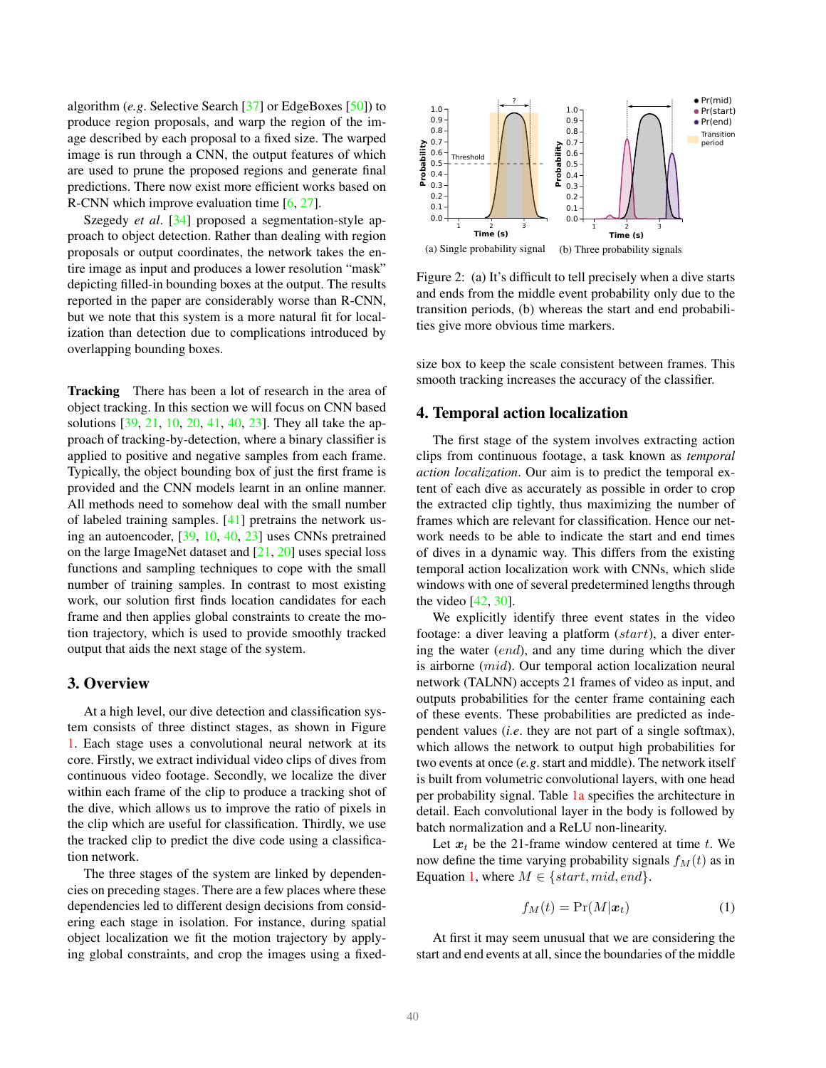algorithm (*e.g.* Selective Search [37] or EdgeBoxes [50]) to produce region proposals, and warp the region of the image described by each proposal to a fixed size. The warped image is run through a CNN, the output features of which are used to prune the proposed regions and generate final predictions. There now exist more efficient works based on R-CNN which improve evaluation time [6, 27].

Szegedy *et al.* [34] proposed a segmentation-style approach to object detection. Rather than dealing with region proposals or output coordinates, the network takes the entire image as input and produces a lower resolution "mask" depicting filled-in bounding boxes at the output. The results reported in the paper are considerably worse than R-CNN, but we note that this system is a more natural fit for localization than detection due to complications introduced by overlapping bounding boxes.

**Tracking** There has been a lot of research in the area of object tracking. In this section we will focus on CNN based solutions [39, 21, 10, 20, 41, 40, 23]. They all take the approach of tracking-by-detection, where a binary classifier is applied to positive and negative samples from each frame. Typically, the object bounding box of just the first frame is provided and the CNN models learnt in an online manner. All methods need to somehow deal with the small number of labeled training samples. [41] pretrains the network using an autoencoder, [39, 10, 40, 23] uses CNNs pretrained on the large ImageNet dataset and [21, 20] uses special loss functions and sampling techniques to cope with the small number of training samples. In contrast to most existing work, our solution first finds location candidates for each frame and then applies global constraints to create the motion trajectory, which is used to provide smoothly tracked output that aids the next stage of the system.

## 3. Overview

At a high level, our dive detection and classification system consists of three distinct stages, as shown in Figure 1. Each stage uses a convolutional neural network at its core. Firstly, we extract individual video clips of dives from continuous video footage. Secondly, we localize the diver within each frame of the clip to produce a tracking shot of the dive, which allows us to improve the ratio of pixels in the clip which are useful for classification. Thirdly, we use the tracked clip to predict the dive code using a classification network.

The three stages of the system are linked by dependencies on preceding stages. There are a few places where these dependencies led to different design decisions from considering each stage in isolation. For instance, during spatial object localization we fit the motion trajectory by applying global constraints, and crop the images using a fixed-size box to keep the scale consistent between frames. This smooth tracking increases the accuracy of the classifier.

(a) Single probability signal (b) Three probability signals

Figure 2: (a) It's difficult to tell precisely when a dive starts and ends from the middle event probability only due to the transition periods, (b) whereas the start and end probabilities give more obvious time markers.

## 4. Temporal action localization

The first stage of the system involves extracting action clips from continuous footage, a task known as *temporal action localization*. Our aim is to predict the temporal extent of each dive as accurately as possible in order to crop the extracted clip tightly, thus maximizing the number of frames which are relevant for classification. Hence our network needs to be able to indicate the start and end times of dives in a dynamic way. This differs from the existing temporal action localization work with CNNs, which slide windows with one of several predetermined lengths through the video [42, 30].

We explicitly identify three event states in the video footage: a diver leaving a platform ($start$), a diver entering the water ($end$), and any time during which the diver is airborne ($mid$). Our temporal action localization neural network (TALNN) accepts 21 frames of video as input, and outputs probabilities for the center frame containing each of these events. These probabilities are predicted as independent values (*i.e.* they are not part of a single softmax), which allows the network to output high probabilities for two events at once (*e.g.* start and middle). The network itself is built from volumetric convolutional layers, with one head per probability signal. Table 1a specifies the architecture in detail. Each convolutional layer in the body is followed by batch normalization and a ReLU non-linearity.

Let $\boldsymbol{x}_t$ be the 21-frame window centered at time $t$. We now define the time varying probability signals $f_M(t)$ as in Equation 1, where $M \in \{start, mid, end\}$.

$$f_M(t) = \Pr(M|\boldsymbol{x}_t) \tag{1}$$

At first it may seem unusual that we are considering the start and end events at all, since the boundaries of the middle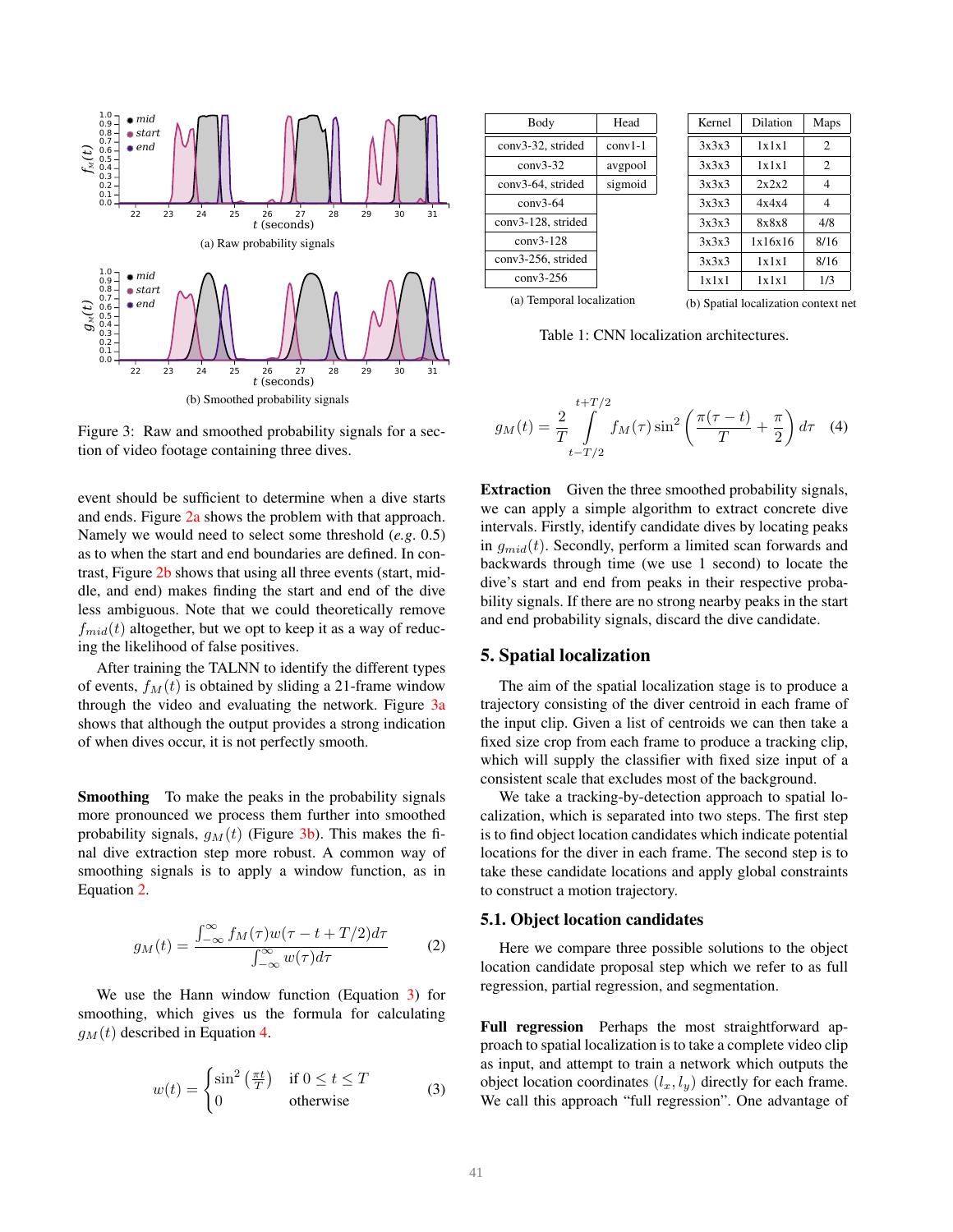Figure 3: Raw and smoothed probability signals for a section of video footage containing three dives.

(a) Raw probability signals

(b) Smoothed probability signals

event should be sufficient to determine when a dive starts and ends. Figure 2a shows the problem with that approach. Namely we would need to select some threshold (*e.g.* 0.5) as to when the start and end boundaries are defined. In contrast, Figure 2b shows that using all three events (start, middle, and end) makes finding the start and end of the dive less ambiguous. Note that we could theoretically remove $f_{mid}(t)$ altogether, but we opt to keep it as a way of reducing the likelihood of false positives.

After training the TALNN to identify the different types of events, $f_M(t)$ is obtained by sliding a 21-frame window through the video and evaluating the network. Figure 3a shows that although the output provides a strong indication of when dives occur, it is not perfectly smooth.

**Smoothing** To make the peaks in the probability signals more pronounced we process them further into smoothed probability signals, $g_M(t)$ (Figure 3b). This makes the final dive extraction step more robust. A common way of smoothing signals is to apply a window function, as in Equation 2.

$$g_M(t) = \frac{\int_{-\infty}^{\infty} f_M(\tau) w(\tau - t + T/2) d\tau}{\int_{-\infty}^{\infty} w(\tau) d\tau} \tag{2}$$

We use the Hann window function (Equation 3) for smoothing, which gives us the formula for calculating $g_M(t)$ described in Equation 4.

$$w(t) = \begin{cases} \sin^2\left(\frac{\pi t}{T}\right) & \text{if } 0 \leq t \leq T \\ 0 & \text{otherwise} \end{cases} \tag{3}$$

| Body | Head |
|---|---|
| conv3-32, strided | conv1-1 |
| conv3-32 | avgpool |
| conv3-64, strided | sigmoid |
| conv3-64 | |
| conv3-128, strided | |
| conv3-128 | |
| conv3-256, strided | |
| conv3-256 | |

(a) Temporal localization

| Kernel | Dilation | Maps |
|---|---|---|
| 3x3x3 | 1x1x1 | 2 |
| 3x3x3 | 1x1x1 | 2 |
| 3x3x3 | 2x2x2 | 4 |
| 3x3x3 | 4x4x4 | 4 |
| 3x3x3 | 8x8x8 | 4/8 |
| 3x3x3 | 1x16x16 | 8/16 |
| 3x3x3 | 1x1x1 | 8/16 |
| 1x1x1 | 1x1x1 | 1/3 |

(b) Spatial localization context net

Table 1: CNN localization architectures.

$$g_M(t) = \frac{2}{T} \int_{t-T/2}^{t+T/2} f_M(\tau) \sin^2\left(\frac{\pi(\tau - t)}{T} + \frac{\pi}{2}\right) d\tau \tag{4}$$

**Extraction** Given the three smoothed probability signals, we can apply a simple algorithm to extract concrete dive intervals. Firstly, identify candidate dives by locating peaks in $g_{mid}(t)$. Secondly, perform a limited scan forwards and backwards through time (we use 1 second) to locate the dive's start and end from peaks in their respective probability signals. If there are no strong nearby peaks in the start and end probability signals, discard the dive candidate.

## 5. Spatial localization

The aim of the spatial localization stage is to produce a trajectory consisting of the diver centroid in each frame of the input clip. Given a list of centroids we can then take a fixed size crop from each frame to produce a tracking clip, which will supply the classifier with fixed size input of a consistent scale that excludes most of the background.

We take a tracking-by-detection approach to spatial localization, which is separated into two steps. The first step is to find object location candidates which indicate potential locations for the diver in each frame. The second step is to take these candidate locations and apply global constraints to construct a motion trajectory.

### 5.1. Object location candidates

Here we compare three possible solutions to the object location candidate proposal step which we refer to as full regression, partial regression, and segmentation.

**Full regression** Perhaps the most straightforward approach to spatial localization is to take a complete video clip as input, and attempt to train a network which outputs the object location coordinates $(l_x, l_y)$ directly for each frame. We call this approach "full regression". One advantage of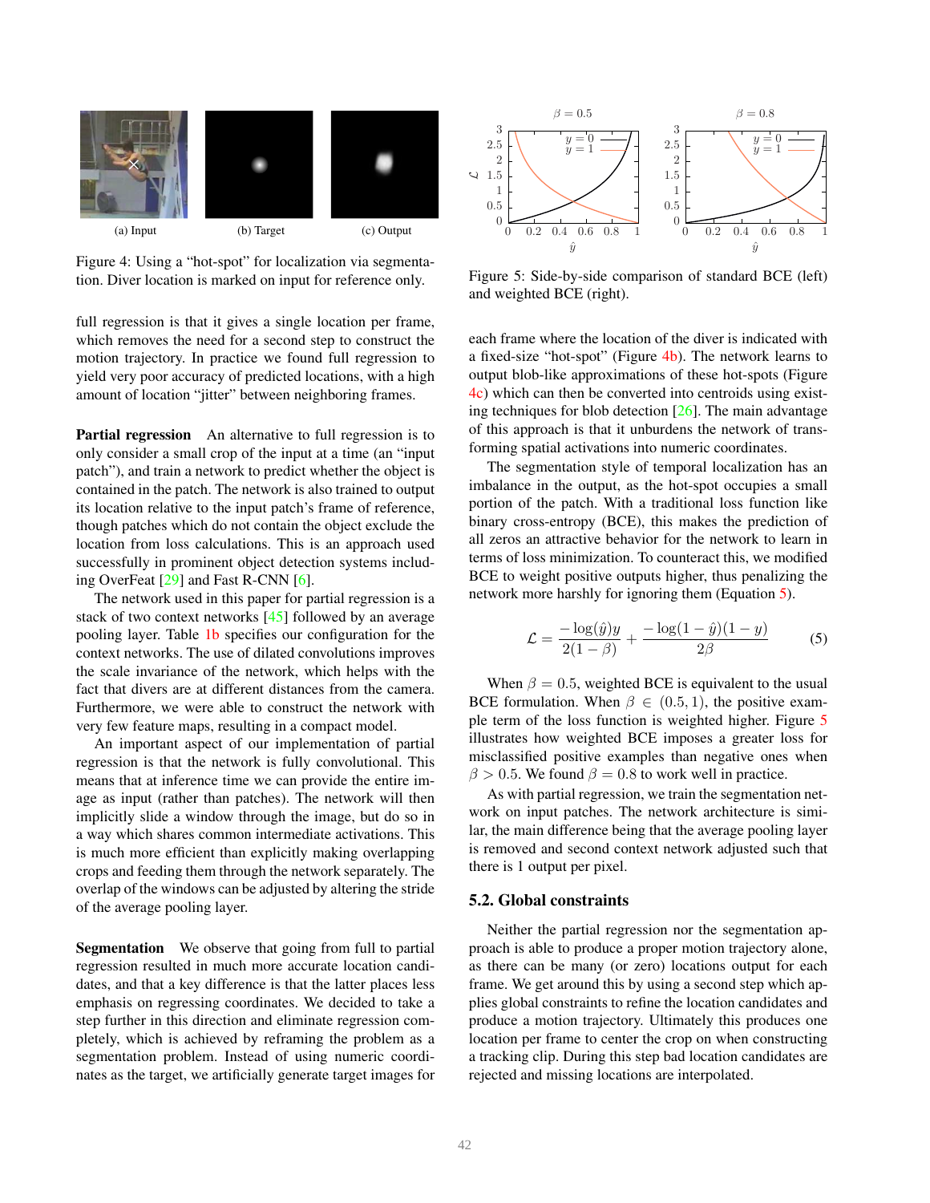Figure 4: Using a "hot-spot" for localization via segmentation. Diver location is marked on input for reference only.

full regression is that it gives a single location per frame, which removes the need for a second step to construct the motion trajectory. In practice we found full regression to yield very poor accuracy of predicted locations, with a high amount of location "jitter" between neighboring frames.

**Partial regression** An alternative to full regression is to only consider a small crop of the input at a time (an "input patch"), and train a network to predict whether the object is contained in the patch. The network is also trained to output its location relative to the input patch's frame of reference, though patches which do not contain the object exclude the location from loss calculations. This is an approach used successfully in prominent object detection systems including OverFeat [29] and Fast R-CNN [6].

The network used in this paper for partial regression is a stack of two context networks [45] followed by an average pooling layer. Table 1b specifies our configuration for the context networks. The use of dilated convolutions improves the scale invariance of the network, which helps with the fact that divers are at different distances from the camera. Furthermore, we were able to construct the network with very few feature maps, resulting in a compact model.

An important aspect of our implementation of partial regression is that the network is fully convolutional. This means that at inference time we can provide the entire image as input (rather than patches). The network will then implicitly slide a window through the image, but do so in a way which shares common intermediate activations. This is much more efficient than explicitly making overlapping crops and feeding them through the network separately. The overlap of the windows can be adjusted by altering the stride of the average pooling layer.

**Segmentation** We observe that going from full to partial regression resulted in much more accurate location candidates, and that a key difference is that the latter places less emphasis on regressing coordinates. We decided to take a step further in this direction and eliminate regression completely, which is achieved by reframing the problem as a segmentation problem. Instead of using numeric coordinates as the target, we artificially generate target images for each frame where the location of the diver is indicated with a fixed-size "hot-spot" (Figure 4b). The network learns to output blob-like approximations of these hot-spots (Figure 4c) which can then be converted into centroids using existing techniques for blob detection [26]. The main advantage of this approach is that it unburdens the network of transforming spatial activations into numeric coordinates.

Figure 5: Side-by-side comparison of standard BCE (left) and weighted BCE (right).

The segmentation style of temporal localization has an imbalance in the output, as the hot-spot occupies a small portion of the patch. With a traditional loss function like binary cross-entropy (BCE), this makes the prediction of all zeros an attractive behavior for the network to learn in terms of loss minimization. To counteract this, we modified BCE to weight positive outputs higher, thus penalizing the network more harshly for ignoring them (Equation 5).

$$\mathcal{L} = \frac{-\log(\hat{y})y}{2(1-\beta)} + \frac{-\log(1-\hat{y})(1-y)}{2\beta} \tag{5}$$

When $\beta = 0.5$, weighted BCE is equivalent to the usual BCE formulation. When $\beta \in (0.5, 1)$, the positive example term of the loss function is weighted higher. Figure 5 illustrates how weighted BCE imposes a greater loss for misclassified positive examples than negative ones when $\beta > 0.5$. We found $\beta = 0.8$ to work well in practice.

As with partial regression, we train the segmentation network on input patches. The network architecture is similar, the main difference being that the average pooling layer is removed and second context network adjusted such that there is 1 output per pixel.

## 5.2. Global constraints

Neither the partial regression nor the segmentation approach is able to produce a proper motion trajectory alone, as there can be many (or zero) locations output for each frame. We get around this by using a second step which applies global constraints to refine the location candidates and produce a motion trajectory. Ultimately this produces one location per frame to center the crop on when constructing a tracking clip. During this step bad location candidates are rejected and missing locations are interpolated.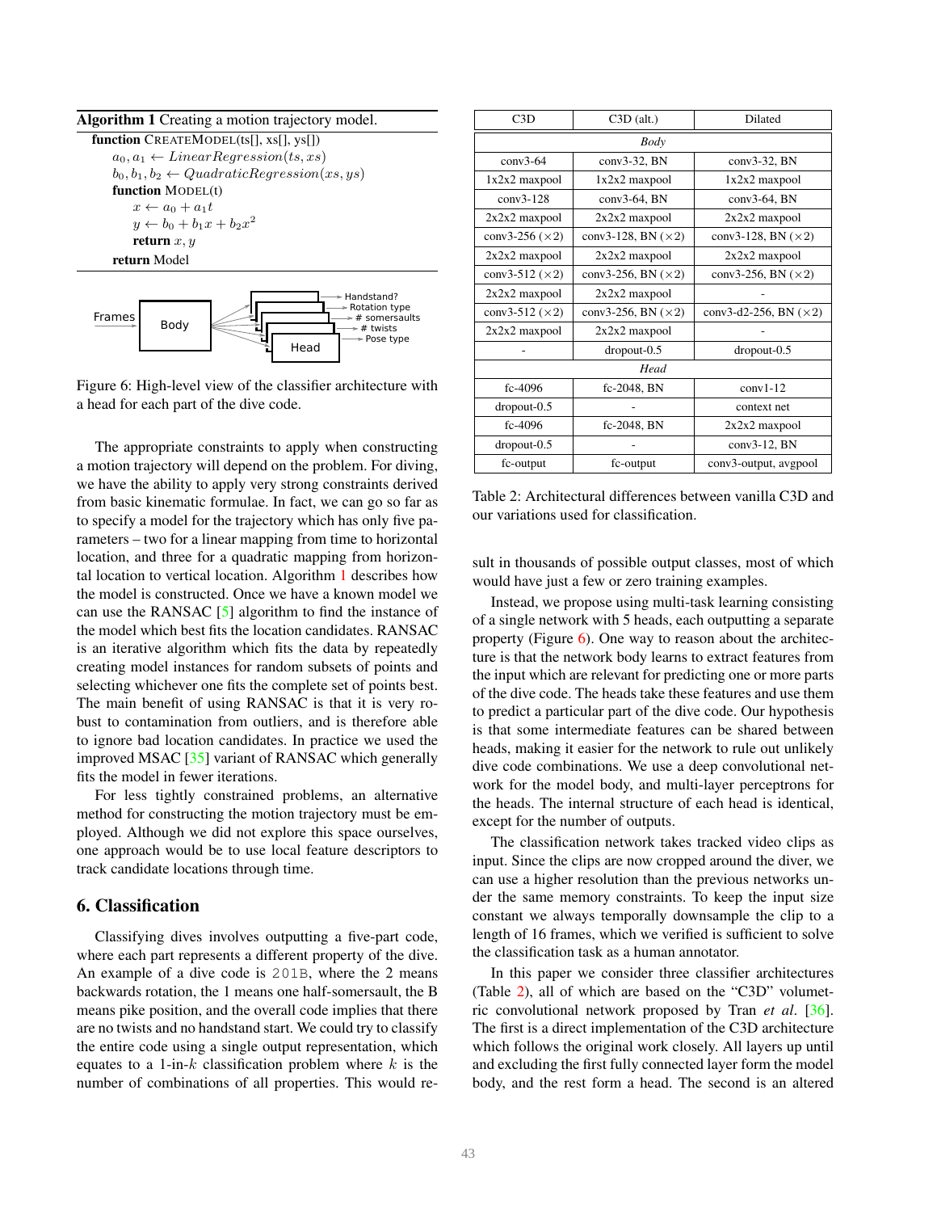**Algorithm 1** Creating a motion trajectory model.

```
function CREATEMODEL(ts[], xs[], ys[])
    a_0, a_1 ← LinearRegression(ts, xs)
    b_0, b_1, b_2 ← QuadraticRegression(xs, ys)
    function MODEL(t)
        x ← a_0 + a_1 t
        y ← b_0 + b_1 x + b_2 x^2
        return x, y
    return Model
```

Figure 6: High-level view of the classifier architecture with a head for each part of the dive code.

The appropriate constraints to apply when constructing a motion trajectory will depend on the problem. For diving, we have the ability to apply very strong constraints derived from basic kinematic formulae. In fact, we can go so far as to specify a model for the trajectory which has only five parameters – two for a linear mapping from time to horizontal location, and three for a quadratic mapping from horizontal location to vertical location. Algorithm 1 describes how the model is constructed. Once we have a known model we can use the RANSAC [5] algorithm to find the instance of the model which best fits the location candidates. RANSAC is an iterative algorithm which fits the data by repeatedly creating model instances for random subsets of points and selecting whichever one fits the complete set of points best. The main benefit of using RANSAC is that it is very robust to contamination from outliers, and is therefore able to ignore bad location candidates. In practice we used the improved MSAC [35] variant of RANSAC which generally fits the model in fewer iterations.

For less tightly constrained problems, an alternative method for constructing the motion trajectory must be employed. Although we did not explore this space ourselves, one approach would be to use local feature descriptors to track candidate locations through time.

## 6. Classification

Classifying dives involves outputting a five-part code, where each part represents a different property of the dive. An example of a dive code is `201B`, where the 2 means backwards rotation, the 1 means one half-somersault, the B means pike position, and the overall code implies that there are no twists and no handstand start. We could try to classify the entire code using a single output representation, which equates to a 1-in-$k$ classification problem where $k$ is the number of combinations of all properties. This would result in thousands of possible output classes, most of which would have just a few or zero training examples.

| C3D | C3D (alt.) | Dilated |
|---|---|---|
| *Body* | | |
| conv3-64 | conv3-32, BN | conv3-32, BN |
| 1x2x2 maxpool | 1x2x2 maxpool | 1x2x2 maxpool |
| conv3-128 | conv3-64, BN | conv3-64, BN |
| 2x2x2 maxpool | 2x2x2 maxpool | 2x2x2 maxpool |
| conv3-256 (×2) | conv3-128, BN (×2) | conv3-128, BN (×2) |
| 2x2x2 maxpool | 2x2x2 maxpool | 2x2x2 maxpool |
| conv3-512 (×2) | conv3-256, BN (×2) | conv3-256, BN (×2) |
| 2x2x2 maxpool | 2x2x2 maxpool | - |
| conv3-512 (×2) | conv3-256, BN (×2) | conv3-d2-256, BN (×2) |
| 2x2x2 maxpool | 2x2x2 maxpool | - |
| - | dropout-0.5 | dropout-0.5 |
| *Head* | | |
| fc-4096 | fc-2048, BN | conv1-12 |
| dropout-0.5 | - | context net |
| fc-4096 | fc-2048, BN | 2x2x2 maxpool |
| dropout-0.5 | - | conv3-12, BN |
| fc-output | fc-output | conv3-output, avgpool |

Table 2: Architectural differences between vanilla C3D and our variations used for classification.

Instead, we propose using multi-task learning consisting of a single network with 5 heads, each outputting a separate property (Figure 6). One way to reason about the architecture is that the network body learns to extract features from the input which are relevant for predicting one or more parts of the dive code. The heads take these features and use them to predict a particular part of the dive code. Our hypothesis is that some intermediate features can be shared between heads, making it easier for the network to rule out unlikely dive code combinations. We use a deep convolutional network for the model body, and multi-layer perceptrons for the heads. The internal structure of each head is identical, except for the number of outputs.

The classification network takes tracked video clips as input. Since the clips are now cropped around the diver, we can use a higher resolution than the previous networks under the same memory constraints. To keep the input size constant we always temporally downsample the clip to a length of 16 frames, which we verified is sufficient to solve the classification task as a human annotator.

In this paper we consider three classifier architectures (Table 2), all of which are based on the "C3D" volumetric convolutional network proposed by Tran *et al*. [36]. The first is a direct implementation of the C3D architecture which follows the original work closely. All layers up until and excluding the first fully connected layer form the model body, and the rest form a head. The second is an altered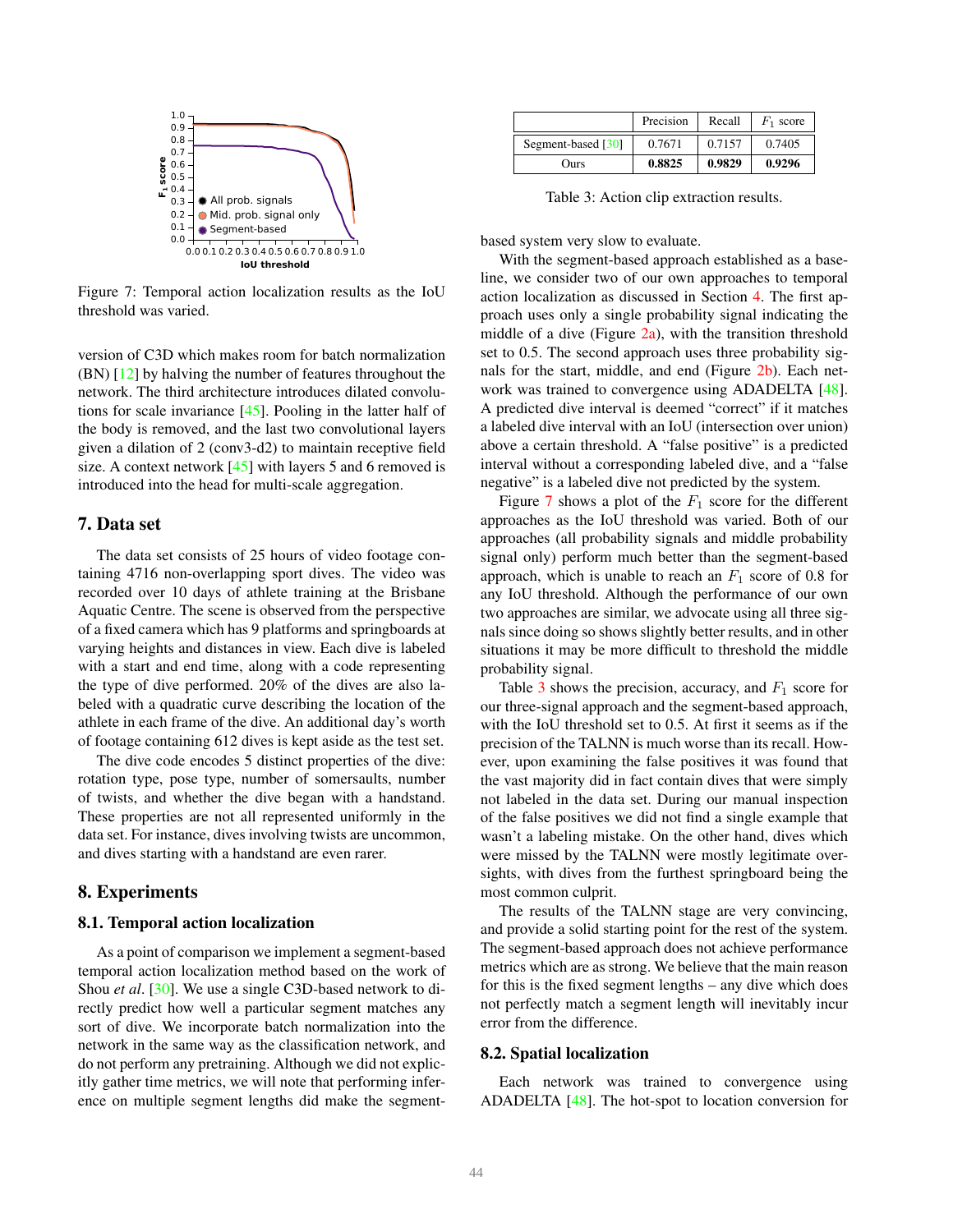Figure 7: Temporal action localization results as the IoU threshold was varied.

version of C3D which makes room for batch normalization (BN) [12] by halving the number of features throughout the network. The third architecture introduces dilated convolutions for scale invariance [45]. Pooling in the latter half of the body is removed, and the last two convolutional layers given a dilation of 2 (conv3-d2) to maintain receptive field size. A context network [45] with layers 5 and 6 removed is introduced into the head for multi-scale aggregation.

## 7. Data set

The data set consists of 25 hours of video footage containing 4716 non-overlapping sport dives. The video was recorded over 10 days of athlete training at the Brisbane Aquatic Centre. The scene is observed from the perspective of a fixed camera which has 9 platforms and springboards at varying heights and distances in view. Each dive is labeled with a start and end time, along with a code representing the type of dive performed. 20% of the dives are also labeled with a quadratic curve describing the location of the athlete in each frame of the dive. An additional day's worth of footage containing 612 dives is kept aside as the test set.

The dive code encodes 5 distinct properties of the dive: rotation type, pose type, number of somersaults, number of twists, and whether the dive began with a handstand. These properties are not all represented uniformly in the data set. For instance, dives involving twists are uncommon, and dives starting with a handstand are even rarer.

## 8. Experiments

### 8.1. Temporal action localization

As a point of comparison we implement a segment-based temporal action localization method based on the work of Shou *et al.* [30]. We use a single C3D-based network to directly predict how well a particular segment matches any sort of dive. We incorporate batch normalization into the network in the same way as the classification network, and do not perform any pretraining. Although we did not explicitly gather time metrics, we will note that performing inference on multiple segment lengths did make the segment-based system very slow to evaluate.

| | Precision | Recall | $F_1$ score |
|---|---|---|---|
| Segment-based [30] | 0.7671 | 0.7157 | 0.7405 |
| Ours | **0.8825** | **0.9829** | **0.9296** |

Table 3: Action clip extraction results.

With the segment-based approach established as a baseline, we consider two of our own approaches to temporal action localization as discussed in Section 4. The first approach uses only a single probability signal indicating the middle of a dive (Figure 2a), with the transition threshold set to 0.5. The second approach uses three probability signals for the start, middle, and end (Figure 2b). Each network was trained to convergence using ADADELTA [48]. A predicted dive interval is deemed "correct" if it matches a labeled dive interval with an IoU (intersection over union) above a certain threshold. A "false positive" is a predicted interval without a corresponding labeled dive, and a "false negative" is a labeled dive not predicted by the system.

Figure 7 shows a plot of the $F_1$ score for the different approaches as the IoU threshold was varied. Both of our approaches (all probability signals and middle probability signal only) perform much better than the segment-based approach, which is unable to reach an $F_1$ score of 0.8 for any IoU threshold. Although the performance of our own two approaches are similar, we advocate using all three signals since doing so shows slightly better results, and in other situations it may be more difficult to threshold the middle probability signal.

Table 3 shows the precision, accuracy, and $F_1$ score for our three-signal approach and the segment-based approach, with the IoU threshold set to 0.5. At first it seems as if the precision of the TALNN is much worse than its recall. However, upon examining the false positives it was found that the vast majority did in fact contain dives that were simply not labeled in the data set. During our manual inspection of the false positives we did not find a single example that wasn't a labeling mistake. On the other hand, dives which were missed by the TALNN were mostly legitimate oversights, with dives from the furthest springboard being the most common culprit.

The results of the TALNN stage are very convincing, and provide a solid starting point for the rest of the system. The segment-based approach does not achieve performance metrics which are as strong. We believe that the main reason for this is the fixed segment lengths – any dive which does not perfectly match a segment length will inevitably incur error from the difference.

### 8.2. Spatial localization

Each network was trained to convergence using ADADELTA [48]. The hot-spot to location conversion for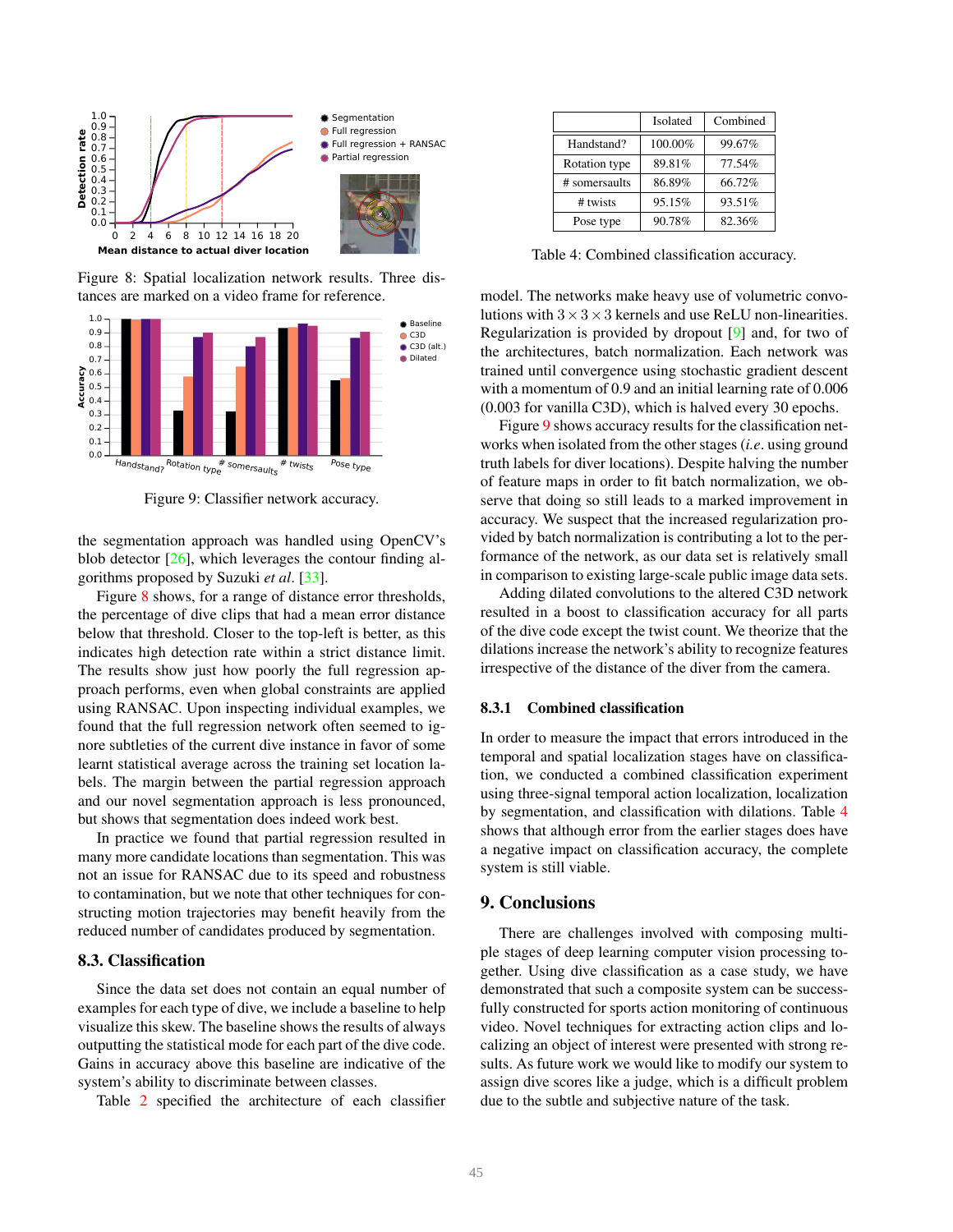Figure 8: Spatial localization network results. Three distances are marked on a video frame for reference.

Figure 9: Classifier network accuracy.

the segmentation approach was handled using OpenCV's blob detector [26], which leverages the contour finding algorithms proposed by Suzuki *et al*. [33].

Figure 8 shows, for a range of distance error thresholds, the percentage of dive clips that had a mean error distance below that threshold. Closer to the top-left is better, as this indicates high detection rate within a strict distance limit. The results show just how poorly the full regression approach performs, even when global constraints are applied using RANSAC. Upon inspecting individual examples, we found that the full regression network often seemed to ignore subtleties of the current dive instance in favor of some learnt statistical average across the training set location labels. The margin between the partial regression approach and our novel segmentation approach is less pronounced, but shows that segmentation does indeed work best.

In practice we found that partial regression resulted in many more candidate locations than segmentation. This was not an issue for RANSAC due to its speed and robustness to contamination, but we note that other techniques for constructing motion trajectories may benefit heavily from the reduced number of candidates produced by segmentation.

## 8.3. Classification

Since the data set does not contain an equal number of examples for each type of dive, we include a baseline to help visualize this skew. The baseline shows the results of always outputting the statistical mode for each part of the dive code. Gains in accuracy above this baseline are indicative of the system's ability to discriminate between classes.

Table 2 specified the architecture of each classifier model. The networks make heavy use of volumetric convolutions with $3 \times 3 \times 3$ kernels and use ReLU non-linearities. Regularization is provided by dropout [9] and, for two of the architectures, batch normalization. Each network was trained until convergence using stochastic gradient descent with a momentum of 0.9 and an initial learning rate of 0.006 (0.003 for vanilla C3D), which is halved every 30 epochs.

|  | Isolated | Combined |
|---|---|---|
| Handstand? | 100.00% | 99.67% |
| Rotation type | 89.81% | 77.54% |
| # somersaults | 86.89% | 66.72% |
| # twists | 95.15% | 93.51% |
| Pose type | 90.78% | 82.36% |

Table 4: Combined classification accuracy.

Figure 9 shows accuracy results for the classification networks when isolated from the other stages (*i.e*. using ground truth labels for diver locations). Despite halving the number of feature maps in order to fit batch normalization, we observe that doing so still leads to a marked improvement in accuracy. We suspect that the increased regularization provided by batch normalization is contributing a lot to the performance of the network, as our data set is relatively small in comparison to existing large-scale public image data sets.

Adding dilated convolutions to the altered C3D network resulted in a boost to classification accuracy for all parts of the dive code except the twist count. We theorize that the dilations increase the network's ability to recognize features irrespective of the distance of the diver from the camera.

### 8.3.1 Combined classification

In order to measure the impact that errors introduced in the temporal and spatial localization stages have on classification, we conducted a combined classification experiment using three-signal temporal action localization, localization by segmentation, and classification with dilations. Table 4 shows that although error from the earlier stages does have a negative impact on classification accuracy, the complete system is still viable.

## 9. Conclusions

There are challenges involved with composing multiple stages of deep learning computer vision processing together. Using dive classification as a case study, we have demonstrated that such a composite system can be successfully constructed for sports action monitoring of continuous video. Novel techniques for extracting action clips and localizing an object of interest were presented with strong results. As future work we would like to modify our system to assign dive scores like a judge, which is a difficult problem due to the subtle and subjective nature of the task.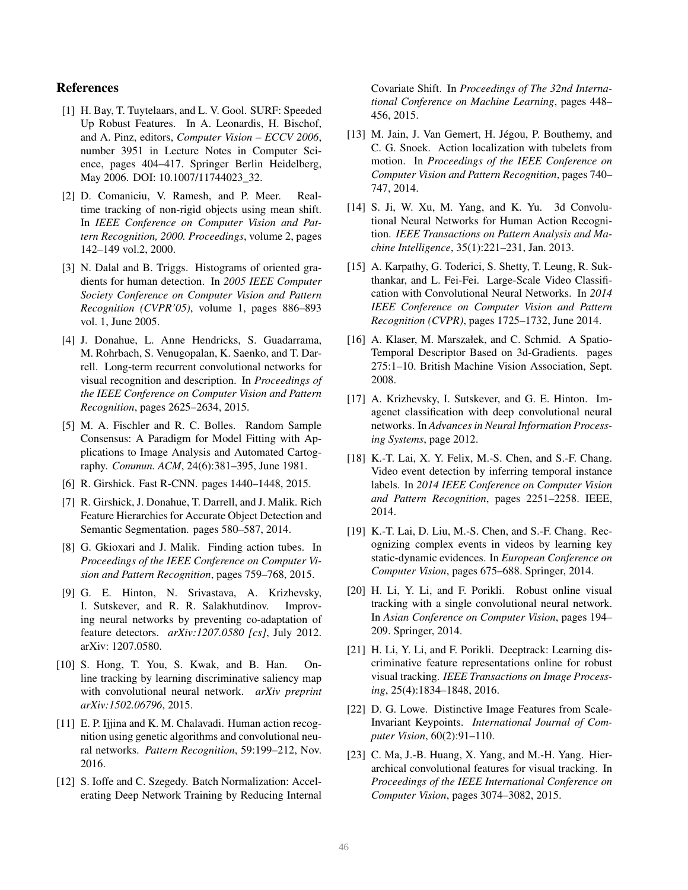## References

[1] H. Bay, T. Tuytelaars, and L. V. Gool. SURF: Speeded Up Robust Features. In A. Leonardis, H. Bischof, and A. Pinz, editors, *Computer Vision – ECCV 2006*, number 3951 in Lecture Notes in Computer Science, pages 404–417. Springer Berlin Heidelberg, May 2006. DOI: 10.1007/11744023_32.

[2] D. Comaniciu, V. Ramesh, and P. Meer. Real-time tracking of non-rigid objects using mean shift. In *IEEE Conference on Computer Vision and Pattern Recognition, 2000. Proceedings*, volume 2, pages 142–149 vol.2, 2000.

[3] N. Dalal and B. Triggs. Histograms of oriented gradients for human detection. In *2005 IEEE Computer Society Conference on Computer Vision and Pattern Recognition (CVPR'05)*, volume 1, pages 886–893 vol. 1, June 2005.

[4] J. Donahue, L. Anne Hendricks, S. Guadarrama, M. Rohrbach, S. Venugopalan, K. Saenko, and T. Darrell. Long-term recurrent convolutional networks for visual recognition and description. In *Proceedings of the IEEE Conference on Computer Vision and Pattern Recognition*, pages 2625–2634, 2015.

[5] M. A. Fischler and R. C. Bolles. Random Sample Consensus: A Paradigm for Model Fitting with Applications to Image Analysis and Automated Cartography. *Commun. ACM*, 24(6):381–395, June 1981.

[6] R. Girshick. Fast R-CNN. pages 1440–1448, 2015.

[7] R. Girshick, J. Donahue, T. Darrell, and J. Malik. Rich Feature Hierarchies for Accurate Object Detection and Semantic Segmentation. pages 580–587, 2014.

[8] G. Gkioxari and J. Malik. Finding action tubes. In *Proceedings of the IEEE Conference on Computer Vision and Pattern Recognition*, pages 759–768, 2015.

[9] G. E. Hinton, N. Srivastava, A. Krizhevsky, I. Sutskever, and R. R. Salakhutdinov. Improving neural networks by preventing co-adaptation of feature detectors. *arXiv:1207.0580 [cs]*, July 2012. arXiv: 1207.0580.

[10] S. Hong, T. You, S. Kwak, and B. Han. Online tracking by learning discriminative saliency map with convolutional neural network. *arXiv preprint arXiv:1502.06796*, 2015.

[11] E. P. Ijjina and K. M. Chalavadi. Human action recognition using genetic algorithms and convolutional neural networks. *Pattern Recognition*, 59:199–212, Nov. 2016.

[12] S. Ioffe and C. Szegedy. Batch Normalization: Accelerating Deep Network Training by Reducing Internal Covariate Shift. In *Proceedings of The 32nd International Conference on Machine Learning*, pages 448–456, 2015.

[13] M. Jain, J. Van Gemert, H. Jégou, P. Bouthemy, and C. G. Snoek. Action localization with tubelets from motion. In *Proceedings of the IEEE Conference on Computer Vision and Pattern Recognition*, pages 740–747, 2014.

[14] S. Ji, W. Xu, M. Yang, and K. Yu. 3d Convolutional Neural Networks for Human Action Recognition. *IEEE Transactions on Pattern Analysis and Machine Intelligence*, 35(1):221–231, Jan. 2013.

[15] A. Karpathy, G. Toderici, S. Shetty, T. Leung, R. Sukthankar, and L. Fei-Fei. Large-Scale Video Classification with Convolutional Neural Networks. In *2014 IEEE Conference on Computer Vision and Pattern Recognition (CVPR)*, pages 1725–1732, June 2014.

[16] A. Klaser, M. Marszałek, and C. Schmid. A Spatio-Temporal Descriptor Based on 3d-Gradients. pages 275:1–10. British Machine Vision Association, Sept. 2008.

[17] A. Krizhevsky, I. Sutskever, and G. E. Hinton. Imagenet classification with deep convolutional neural networks. In *Advances in Neural Information Processing Systems*, page 2012.

[18] K.-T. Lai, X. Y. Felix, M.-S. Chen, and S.-F. Chang. Video event detection by inferring temporal instance labels. In *2014 IEEE Conference on Computer Vision and Pattern Recognition*, pages 2251–2258. IEEE, 2014.

[19] K.-T. Lai, D. Liu, M.-S. Chen, and S.-F. Chang. Recognizing complex events in videos by learning key static-dynamic evidences. In *European Conference on Computer Vision*, pages 675–688. Springer, 2014.

[20] H. Li, Y. Li, and F. Porikli. Robust online visual tracking with a single convolutional neural network. In *Asian Conference on Computer Vision*, pages 194–209. Springer, 2014.

[21] H. Li, Y. Li, and F. Porikli. Deeptrack: Learning discriminative feature representations online for robust visual tracking. *IEEE Transactions on Image Processing*, 25(4):1834–1848, 2016.

[22] D. G. Lowe. Distinctive Image Features from Scale-Invariant Keypoints. *International Journal of Computer Vision*, 60(2):91–110.

[23] C. Ma, J.-B. Huang, X. Yang, and M.-H. Yang. Hierarchical convolutional features for visual tracking. In *Proceedings of the IEEE International Conference on Computer Vision*, pages 3074–3082, 2015.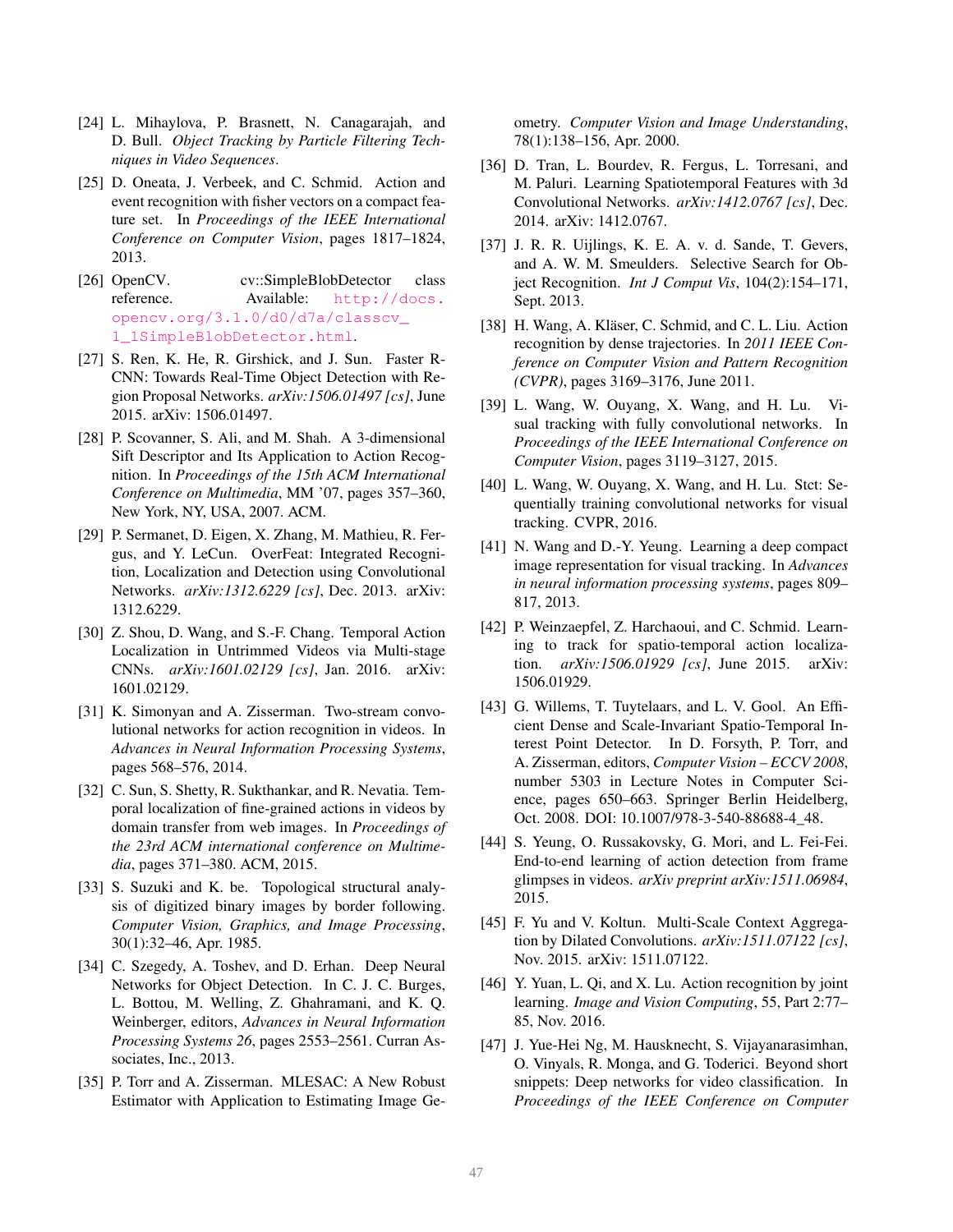[24] L. Mihaylova, P. Brasnett, N. Canagarajah, and D. Bull. *Object Tracking by Particle Filtering Techniques in Video Sequences*.

[25] D. Oneata, J. Verbeek, and C. Schmid. Action and event recognition with fisher vectors on a compact feature set. In *Proceedings of the IEEE International Conference on Computer Vision*, pages 1817–1824, 2013.

[26] OpenCV. cv::SimpleBlobDetector class reference. Available: http://docs.opencv.org/3.1.0/d0/d7a/classcv_1_1SimpleBlobDetector.html.

[27] S. Ren, K. He, R. Girshick, and J. Sun. Faster R-CNN: Towards Real-Time Object Detection with Region Proposal Networks. *arXiv:1506.01497 [cs]*, June 2015. arXiv: 1506.01497.

[28] P. Scovanner, S. Ali, and M. Shah. A 3-dimensional Sift Descriptor and Its Application to Action Recognition. In *Proceedings of the 15th ACM International Conference on Multimedia*, MM '07, pages 357–360, New York, NY, USA, 2007. ACM.

[29] P. Sermanet, D. Eigen, X. Zhang, M. Mathieu, R. Fergus, and Y. LeCun. OverFeat: Integrated Recognition, Localization and Detection using Convolutional Networks. *arXiv:1312.6229 [cs]*, Dec. 2013. arXiv: 1312.6229.

[30] Z. Shou, D. Wang, and S.-F. Chang. Temporal Action Localization in Untrimmed Videos via Multi-stage CNNs. *arXiv:1601.02129 [cs]*, Jan. 2016. arXiv: 1601.02129.

[31] K. Simonyan and A. Zisserman. Two-stream convolutional networks for action recognition in videos. In *Advances in Neural Information Processing Systems*, pages 568–576, 2014.

[32] C. Sun, S. Shetty, R. Sukthankar, and R. Nevatia. Temporal localization of fine-grained actions in videos by domain transfer from web images. In *Proceedings of the 23rd ACM international conference on Multimedia*, pages 371–380. ACM, 2015.

[33] S. Suzuki and K. be. Topological structural analysis of digitized binary images by border following. *Computer Vision, Graphics, and Image Processing*, 30(1):32–46, Apr. 1985.

[34] C. Szegedy, A. Toshev, and D. Erhan. Deep Neural Networks for Object Detection. In C. J. C. Burges, L. Bottou, M. Welling, Z. Ghahramani, and K. Q. Weinberger, editors, *Advances in Neural Information Processing Systems 26*, pages 2553–2561. Curran Associates, Inc., 2013.

[35] P. Torr and A. Zisserman. MLESAC: A New Robust Estimator with Application to Estimating Image Geometry. *Computer Vision and Image Understanding*, 78(1):138–156, Apr. 2000.

[36] D. Tran, L. Bourdev, R. Fergus, L. Torresani, and M. Paluri. Learning Spatiotemporal Features with 3d Convolutional Networks. *arXiv:1412.0767 [cs]*, Dec. 2014. arXiv: 1412.0767.

[37] J. R. R. Uijlings, K. E. A. v. d. Sande, T. Gevers, and A. W. M. Smeulders. Selective Search for Object Recognition. *Int J Comput Vis*, 104(2):154–171, Sept. 2013.

[38] H. Wang, A. Kläser, C. Schmid, and C. L. Liu. Action recognition by dense trajectories. In *2011 IEEE Conference on Computer Vision and Pattern Recognition (CVPR)*, pages 3169–3176, June 2011.

[39] L. Wang, W. Ouyang, X. Wang, and H. Lu. Visual tracking with fully convolutional networks. In *Proceedings of the IEEE International Conference on Computer Vision*, pages 3119–3127, 2015.

[40] L. Wang, W. Ouyang, X. Wang, and H. Lu. Stct: Sequentially training convolutional networks for visual tracking. CVPR, 2016.

[41] N. Wang and D.-Y. Yeung. Learning a deep compact image representation for visual tracking. In *Advances in neural information processing systems*, pages 809–817, 2013.

[42] P. Weinzaepfel, Z. Harchaoui, and C. Schmid. Learning to track for spatio-temporal action localization. *arXiv:1506.01929 [cs]*, June 2015. arXiv: 1506.01929.

[43] G. Willems, T. Tuytelaars, and L. V. Gool. An Efficient Dense and Scale-Invariant Spatio-Temporal Interest Point Detector. In D. Forsyth, P. Torr, and A. Zisserman, editors, *Computer Vision – ECCV 2008*, number 5303 in Lecture Notes in Computer Science, pages 650–663. Springer Berlin Heidelberg, Oct. 2008. DOI: 10.1007/978-3-540-88688-4_48.

[44] S. Yeung, O. Russakovsky, G. Mori, and L. Fei-Fei. End-to-end learning of action detection from frame glimpses in videos. *arXiv preprint arXiv:1511.06984*, 2015.

[45] F. Yu and V. Koltun. Multi-Scale Context Aggregation by Dilated Convolutions. *arXiv:1511.07122 [cs]*, Nov. 2015. arXiv: 1511.07122.

[46] Y. Yuan, L. Qi, and X. Lu. Action recognition by joint learning. *Image and Vision Computing*, 55, Part 2:77–85, Nov. 2016.

[47] J. Yue-Hei Ng, M. Hausknecht, S. Vijayanarasimhan, O. Vinyals, R. Monga, and G. Toderici. Beyond short snippets: Deep networks for video classification. In *Proceedings of the IEEE Conference on Computer*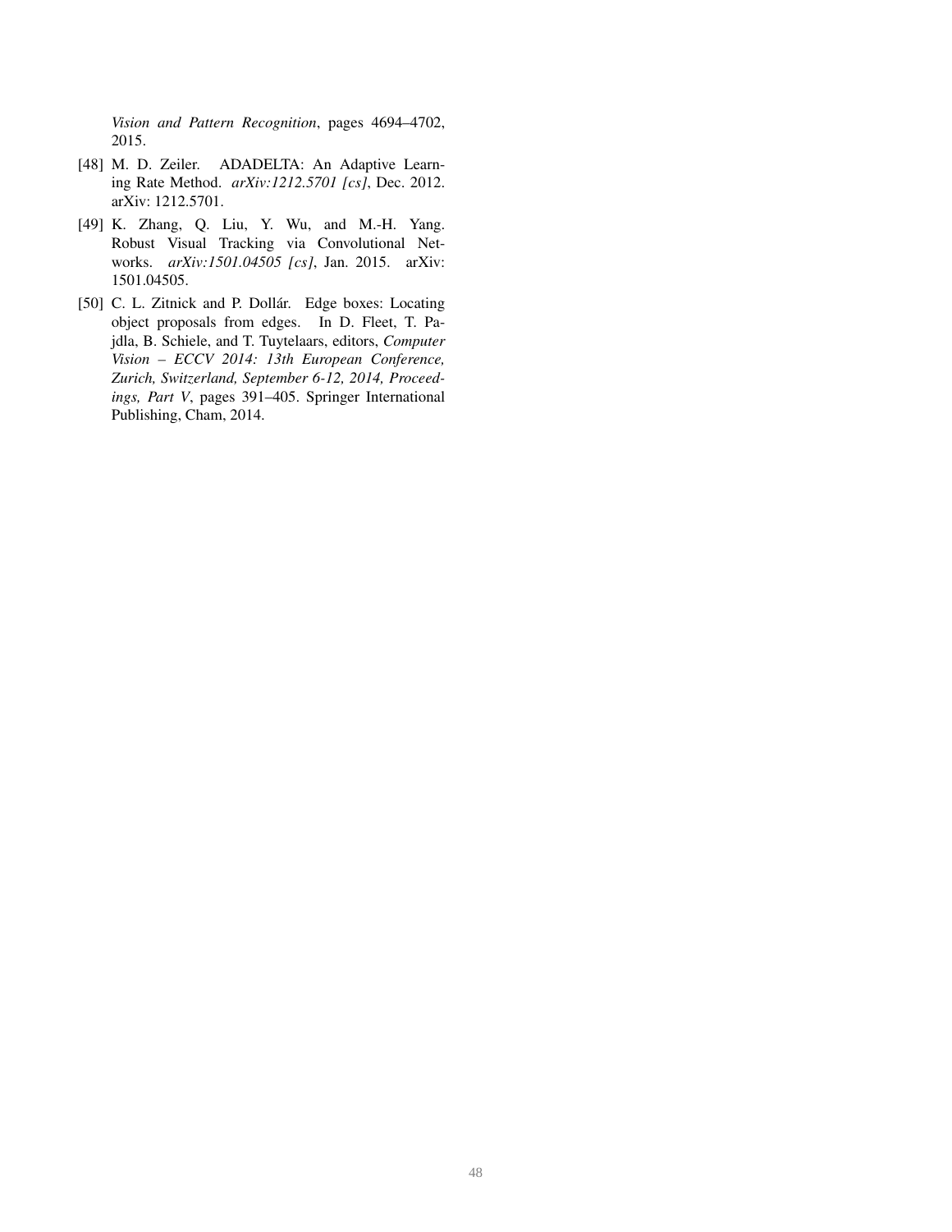*Vision and Pattern Recognition*, pages 4694–4702, 2015.

[48] M. D. Zeiler. ADADELTA: An Adaptive Learning Rate Method. *arXiv:1212.5701 [cs]*, Dec. 2012. arXiv: 1212.5701.

[49] K. Zhang, Q. Liu, Y. Wu, and M.-H. Yang. Robust Visual Tracking via Convolutional Networks. *arXiv:1501.04505 [cs]*, Jan. 2015. arXiv: 1501.04505.

[50] C. L. Zitnick and P. Dollár. Edge boxes: Locating object proposals from edges. In D. Fleet, T. Pajdla, B. Schiele, and T. Tuytelaars, editors, *Computer Vision – ECCV 2014: 13th European Conference, Zurich, Switzerland, September 6-12, 2014, Proceedings, Part V*, pages 391–405. Springer International Publishing, Cham, 2014.